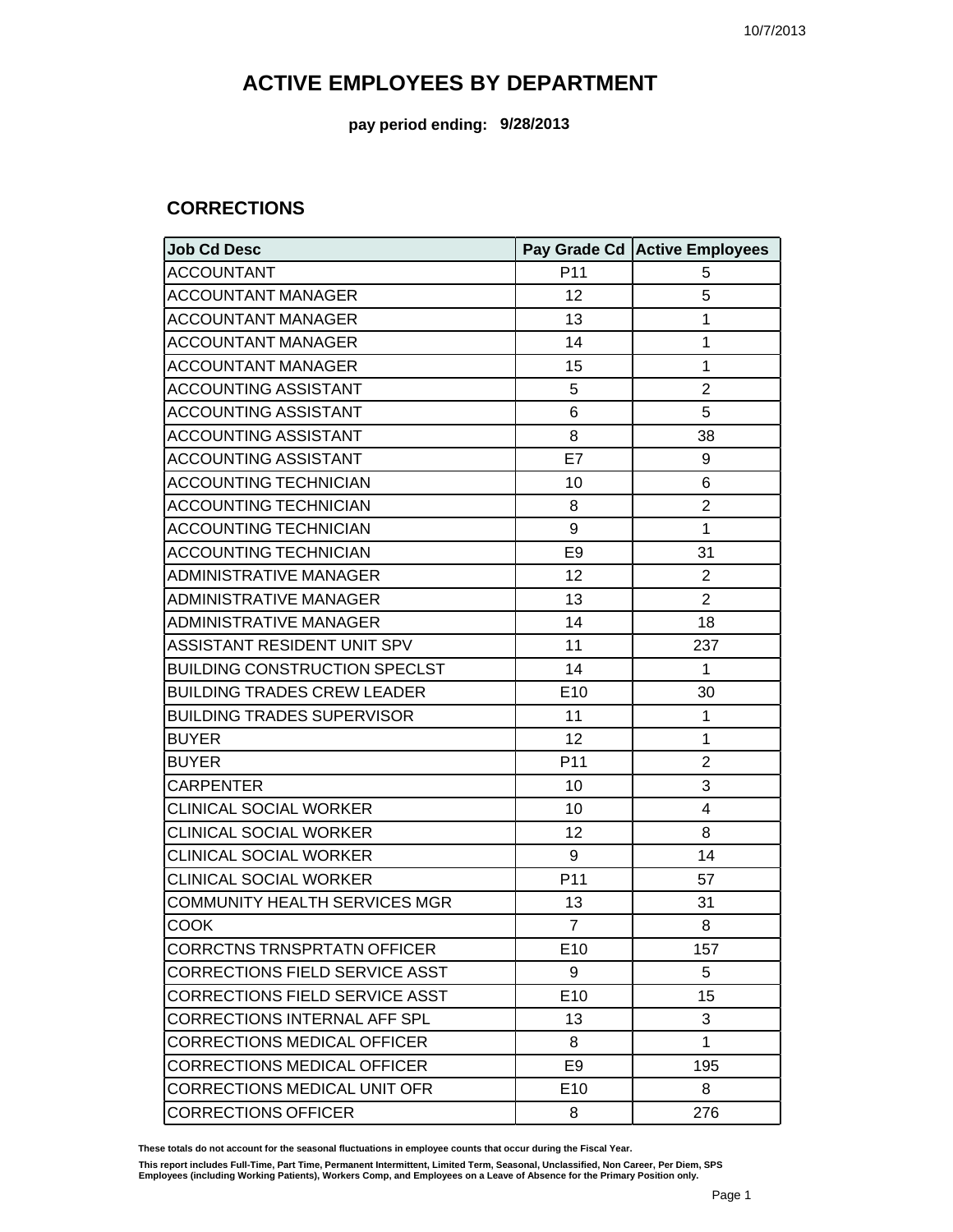# ACTIVE EMPLOYEES BY DEPARTMENT

**pay period ending: 9/28/2013**

## CORRECTIONS

| Job Cd Desc | Pay Grade Cd | Active Employees |
|---|---|---|
| ACCOUNTANT | P11 | 5 |
| ACCOUNTANT MANAGER | 12 | 5 |
| ACCOUNTANT MANAGER | 13 | 1 |
| ACCOUNTANT MANAGER | 14 | 1 |
| ACCOUNTANT MANAGER | 15 | 1 |
| ACCOUNTING ASSISTANT | 5 | 2 |
| ACCOUNTING ASSISTANT | 6 | 5 |
| ACCOUNTING ASSISTANT | 8 | 38 |
| ACCOUNTING ASSISTANT | E7 | 9 |
| ACCOUNTING TECHNICIAN | 10 | 6 |
| ACCOUNTING TECHNICIAN | 8 | 2 |
| ACCOUNTING TECHNICIAN | 9 | 1 |
| ACCOUNTING TECHNICIAN | E9 | 31 |
| ADMINISTRATIVE MANAGER | 12 | 2 |
| ADMINISTRATIVE MANAGER | 13 | 2 |
| ADMINISTRATIVE MANAGER | 14 | 18 |
| ASSISTANT RESIDENT UNIT SPV | 11 | 237 |
| BUILDING CONSTRUCTION SPECLST | 14 | 1 |
| BUILDING TRADES CREW LEADER | E10 | 30 |
| BUILDING TRADES SUPERVISOR | 11 | 1 |
| BUYER | 12 | 1 |
| BUYER | P11 | 2 |
| CARPENTER | 10 | 3 |
| CLINICAL SOCIAL WORKER | 10 | 4 |
| CLINICAL SOCIAL WORKER | 12 | 8 |
| CLINICAL SOCIAL WORKER | 9 | 14 |
| CLINICAL SOCIAL WORKER | P11 | 57 |
| COMMUNITY HEALTH SERVICES MGR | 13 | 31 |
| COOK | 7 | 8 |
| CORRCTNS TRNSPRTATN OFFICER | E10 | 157 |
| CORRECTIONS FIELD SERVICE ASST | 9 | 5 |
| CORRECTIONS FIELD SERVICE ASST | E10 | 15 |
| CORRECTIONS INTERNAL AFF SPL | 13 | 3 |
| CORRECTIONS MEDICAL OFFICER | 8 | 1 |
| CORRECTIONS MEDICAL OFFICER | E9 | 195 |
| CORRECTIONS MEDICAL UNIT OFR | E10 | 8 |
| CORRECTIONS OFFICER | 8 | 276 |

**These totals do not account for the seasonal fluctuations in employee counts that occur during the Fiscal Year.**

**This report includes Full-Time, Part Time, Permanent Intermittent, Limited Term, Seasonal, Unclassified, Non Career, Per Diem, SPS Employees (including Working Patients), Workers Comp, and Employees on a Leave of Absence for the Primary Position only.**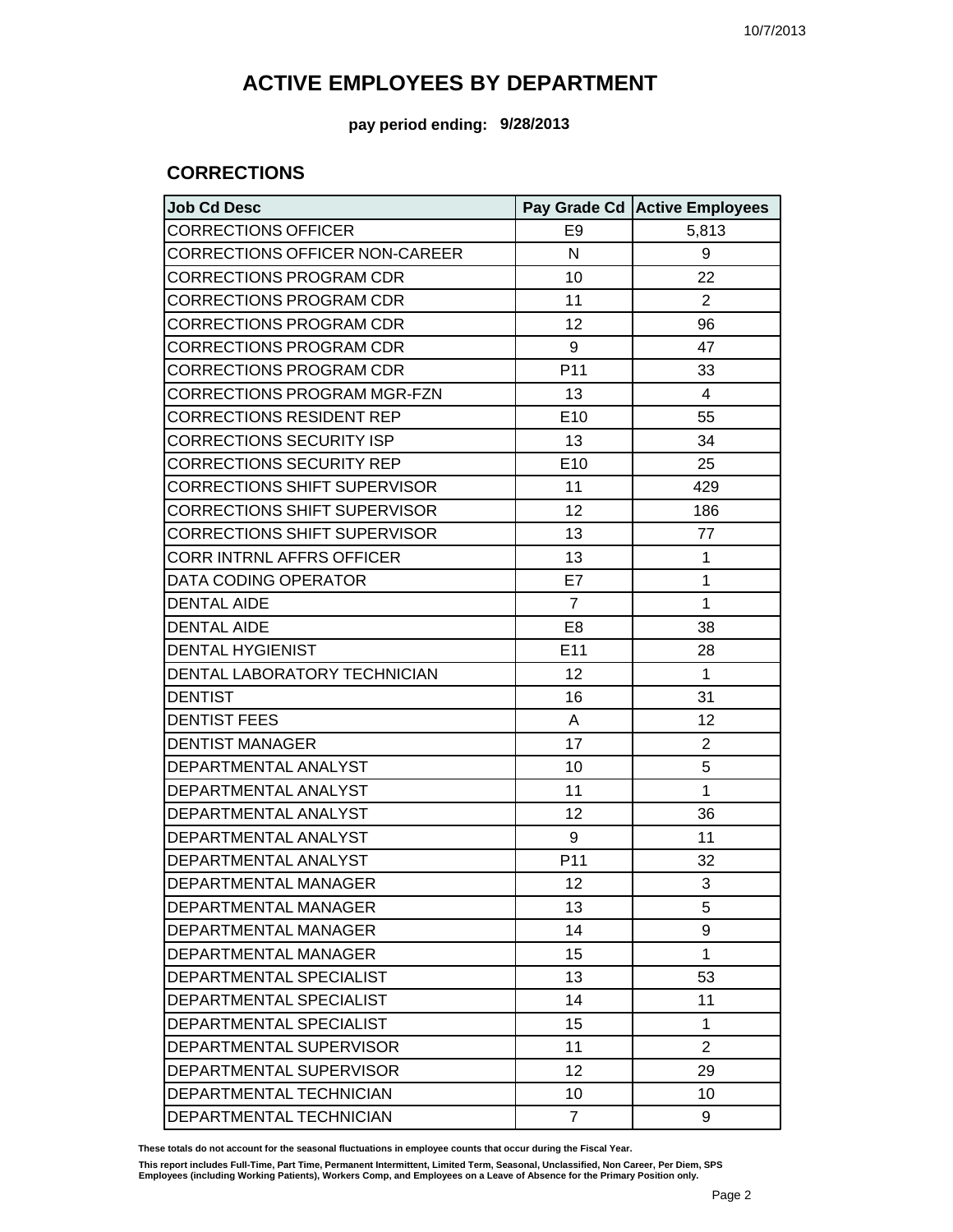# ACTIVE EMPLOYEES BY DEPARTMENT

**pay period ending: 9/28/2013**

## CORRECTIONS

| Job Cd Desc | Pay Grade Cd | Active Employees |
|---|---|---|
| CORRECTIONS OFFICER | E9 | 5,813 |
| CORRECTIONS OFFICER NON-CAREER | N | 9 |
| CORRECTIONS PROGRAM CDR | 10 | 22 |
| CORRECTIONS PROGRAM CDR | 11 | 2 |
| CORRECTIONS PROGRAM CDR | 12 | 96 |
| CORRECTIONS PROGRAM CDR | 9 | 47 |
| CORRECTIONS PROGRAM CDR | P11 | 33 |
| CORRECTIONS PROGRAM MGR-FZN | 13 | 4 |
| CORRECTIONS RESIDENT REP | E10 | 55 |
| CORRECTIONS SECURITY ISP | 13 | 34 |
| CORRECTIONS SECURITY REP | E10 | 25 |
| CORRECTIONS SHIFT SUPERVISOR | 11 | 429 |
| CORRECTIONS SHIFT SUPERVISOR | 12 | 186 |
| CORRECTIONS SHIFT SUPERVISOR | 13 | 77 |
| CORR INTRNL AFFRS OFFICER | 13 | 1 |
| DATA CODING OPERATOR | E7 | 1 |
| DENTAL AIDE | 7 | 1 |
| DENTAL AIDE | E8 | 38 |
| DENTAL HYGIENIST | E11 | 28 |
| DENTAL LABORATORY TECHNICIAN | 12 | 1 |
| DENTIST | 16 | 31 |
| DENTIST FEES | A | 12 |
| DENTIST MANAGER | 17 | 2 |
| DEPARTMENTAL ANALYST | 10 | 5 |
| DEPARTMENTAL ANALYST | 11 | 1 |
| DEPARTMENTAL ANALYST | 12 | 36 |
| DEPARTMENTAL ANALYST | 9 | 11 |
| DEPARTMENTAL ANALYST | P11 | 32 |
| DEPARTMENTAL MANAGER | 12 | 3 |
| DEPARTMENTAL MANAGER | 13 | 5 |
| DEPARTMENTAL MANAGER | 14 | 9 |
| DEPARTMENTAL MANAGER | 15 | 1 |
| DEPARTMENTAL SPECIALIST | 13 | 53 |
| DEPARTMENTAL SPECIALIST | 14 | 11 |
| DEPARTMENTAL SPECIALIST | 15 | 1 |
| DEPARTMENTAL SUPERVISOR | 11 | 2 |
| DEPARTMENTAL SUPERVISOR | 12 | 29 |
| DEPARTMENTAL TECHNICIAN | 10 | 10 |
| DEPARTMENTAL TECHNICIAN | 7 | 9 |

**These totals do not account for the seasonal fluctuations in employee counts that occur during the Fiscal Year.**

**This report includes Full-Time, Part Time, Permanent Intermittent, Limited Term, Seasonal, Unclassified, Non Career, Per Diem, SPS Employees (including Working Patients), Workers Comp, and Employees on a Leave of Absence for the Primary Position only.**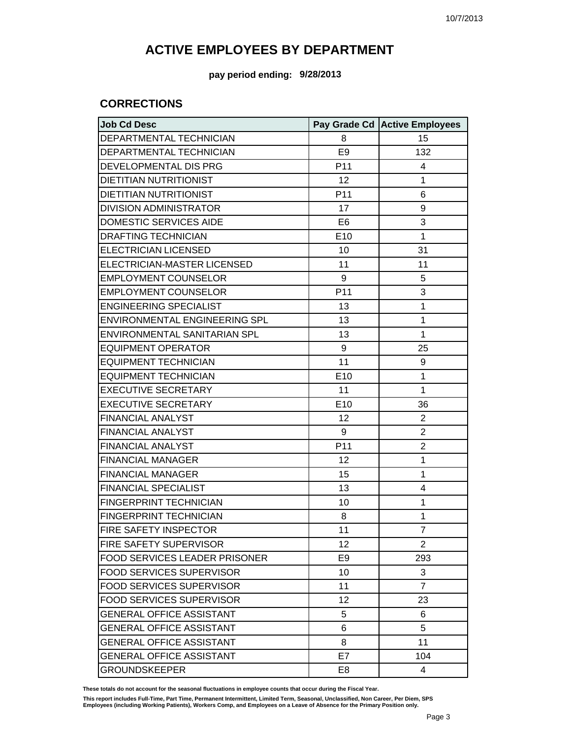# ACTIVE EMPLOYEES BY DEPARTMENT

**pay period ending: 9/28/2013**

## CORRECTIONS

| Job Cd Desc | Pay Grade Cd | Active Employees |
|---|---|---|
| DEPARTMENTAL TECHNICIAN | 8 | 15 |
| DEPARTMENTAL TECHNICIAN | E9 | 132 |
| DEVELOPMENTAL DIS PRG | P11 | 4 |
| DIETITIAN NUTRITIONIST | 12 | 1 |
| DIETITIAN NUTRITIONIST | P11 | 6 |
| DIVISION ADMINISTRATOR | 17 | 9 |
| DOMESTIC SERVICES AIDE | E6 | 3 |
| DRAFTING TECHNICIAN | E10 | 1 |
| ELECTRICIAN LICENSED | 10 | 31 |
| ELECTRICIAN-MASTER LICENSED | 11 | 11 |
| EMPLOYMENT COUNSELOR | 9 | 5 |
| EMPLOYMENT COUNSELOR | P11 | 3 |
| ENGINEERING SPECIALIST | 13 | 1 |
| ENVIRONMENTAL ENGINEERING SPL | 13 | 1 |
| ENVIRONMENTAL SANITARIAN SPL | 13 | 1 |
| EQUIPMENT OPERATOR | 9 | 25 |
| EQUIPMENT TECHNICIAN | 11 | 9 |
| EQUIPMENT TECHNICIAN | E10 | 1 |
| EXECUTIVE SECRETARY | 11 | 1 |
| EXECUTIVE SECRETARY | E10 | 36 |
| FINANCIAL ANALYST | 12 | 2 |
| FINANCIAL ANALYST | 9 | 2 |
| FINANCIAL ANALYST | P11 | 2 |
| FINANCIAL MANAGER | 12 | 1 |
| FINANCIAL MANAGER | 15 | 1 |
| FINANCIAL SPECIALIST | 13 | 4 |
| FINGERPRINT TECHNICIAN | 10 | 1 |
| FINGERPRINT TECHNICIAN | 8 | 1 |
| FIRE SAFETY INSPECTOR | 11 | 7 |
| FIRE SAFETY SUPERVISOR | 12 | 2 |
| FOOD SERVICES LEADER PRISONER | E9 | 293 |
| FOOD SERVICES SUPERVISOR | 10 | 3 |
| FOOD SERVICES SUPERVISOR | 11 | 7 |
| FOOD SERVICES SUPERVISOR | 12 | 23 |
| GENERAL OFFICE ASSISTANT | 5 | 6 |
| GENERAL OFFICE ASSISTANT | 6 | 5 |
| GENERAL OFFICE ASSISTANT | 8 | 11 |
| GENERAL OFFICE ASSISTANT | E7 | 104 |
| GROUNDSKEEPER | E8 | 4 |

**These totals do not account for the seasonal fluctuations in employee counts that occur during the Fiscal Year.**

**This report includes Full-Time, Part Time, Permanent Intermittent, Limited Term, Seasonal, Unclassified, Non Career, Per Diem, SPS Employees (including Working Patients), Workers Comp, and Employees on a Leave of Absence for the Primary Position only.**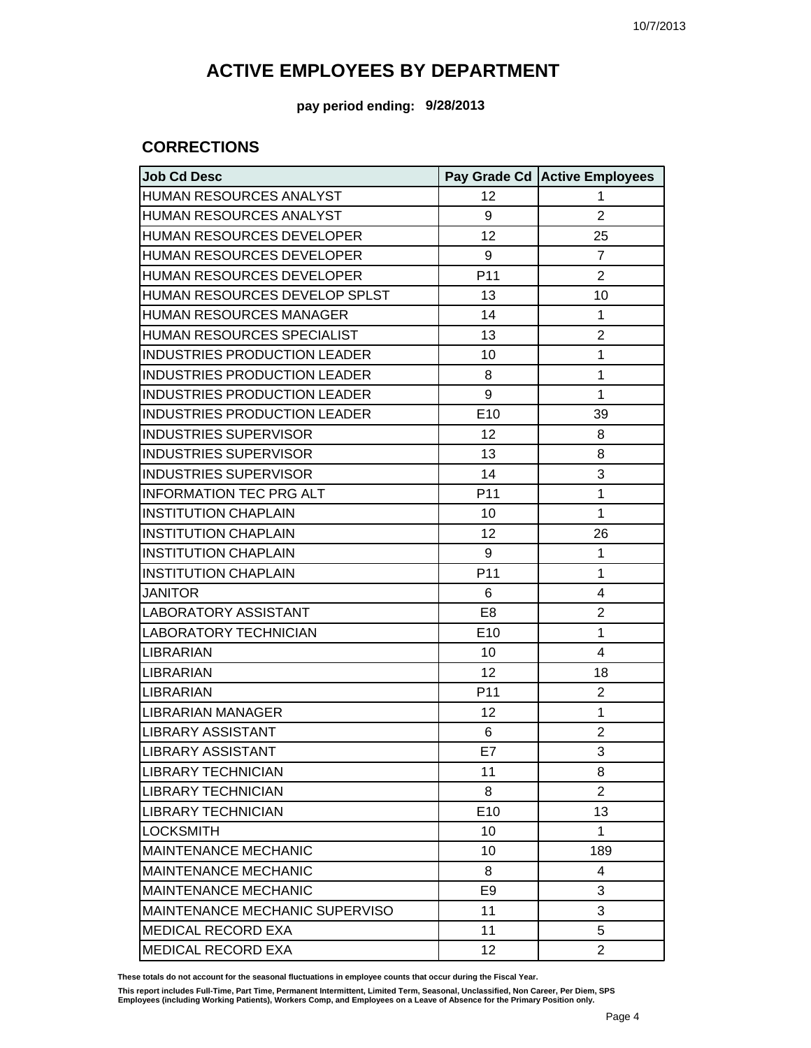# ACTIVE EMPLOYEES BY DEPARTMENT

**pay period ending: 9/28/2013**

## CORRECTIONS

| Job Cd Desc | Pay Grade Cd | Active Employees |
|---|---|---|
| HUMAN RESOURCES ANALYST | 12 | 1 |
| HUMAN RESOURCES ANALYST | 9 | 2 |
| HUMAN RESOURCES DEVELOPER | 12 | 25 |
| HUMAN RESOURCES DEVELOPER | 9 | 7 |
| HUMAN RESOURCES DEVELOPER | P11 | 2 |
| HUMAN RESOURCES DEVELOP SPLST | 13 | 10 |
| HUMAN RESOURCES MANAGER | 14 | 1 |
| HUMAN RESOURCES SPECIALIST | 13 | 2 |
| INDUSTRIES PRODUCTION LEADER | 10 | 1 |
| INDUSTRIES PRODUCTION LEADER | 8 | 1 |
| INDUSTRIES PRODUCTION LEADER | 9 | 1 |
| INDUSTRIES PRODUCTION LEADER | E10 | 39 |
| INDUSTRIES SUPERVISOR | 12 | 8 |
| INDUSTRIES SUPERVISOR | 13 | 8 |
| INDUSTRIES SUPERVISOR | 14 | 3 |
| INFORMATION TEC PRG ALT | P11 | 1 |
| INSTITUTION CHAPLAIN | 10 | 1 |
| INSTITUTION CHAPLAIN | 12 | 26 |
| INSTITUTION CHAPLAIN | 9 | 1 |
| INSTITUTION CHAPLAIN | P11 | 1 |
| JANITOR | 6 | 4 |
| LABORATORY ASSISTANT | E8 | 2 |
| LABORATORY TECHNICIAN | E10 | 1 |
| LIBRARIAN | 10 | 4 |
| LIBRARIAN | 12 | 18 |
| LIBRARIAN | P11 | 2 |
| LIBRARIAN MANAGER | 12 | 1 |
| LIBRARY ASSISTANT | 6 | 2 |
| LIBRARY ASSISTANT | E7 | 3 |
| LIBRARY TECHNICIAN | 11 | 8 |
| LIBRARY TECHNICIAN | 8 | 2 |
| LIBRARY TECHNICIAN | E10 | 13 |
| LOCKSMITH | 10 | 1 |
| MAINTENANCE MECHANIC | 10 | 189 |
| MAINTENANCE MECHANIC | 8 | 4 |
| MAINTENANCE MECHANIC | E9 | 3 |
| MAINTENANCE MECHANIC SUPERVISO | 11 | 3 |
| MEDICAL RECORD EXA | 11 | 5 |
| MEDICAL RECORD EXA | 12 | 2 |

**These totals do not account for the seasonal fluctuations in employee counts that occur during the Fiscal Year.**

**This report includes Full-Time, Part Time, Permanent Intermittent, Limited Term, Seasonal, Unclassified, Non Career, Per Diem, SPS Employees (including Working Patients), Workers Comp, and Employees on a Leave of Absence for the Primary Position only.**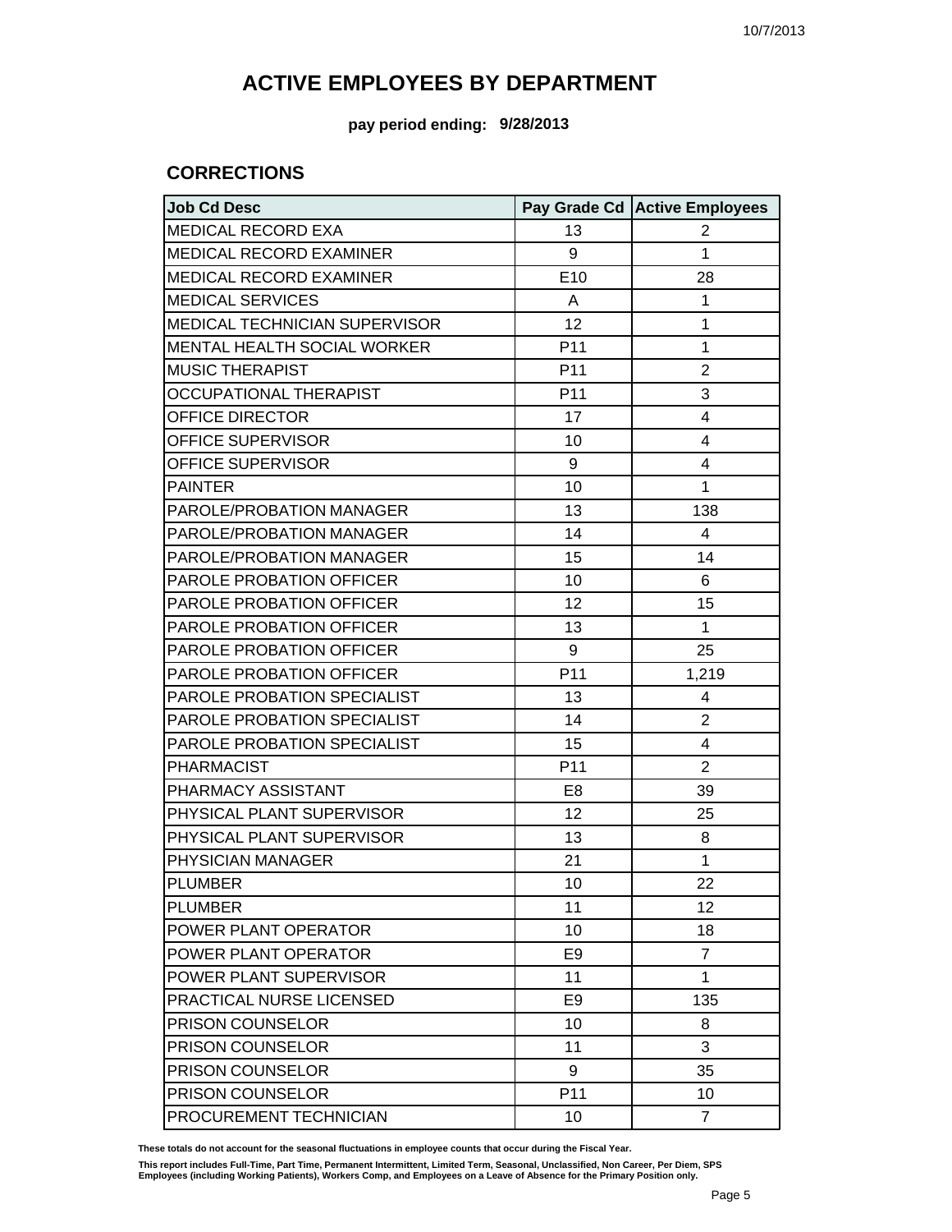# ACTIVE EMPLOYEES BY DEPARTMENT

**pay period ending: 9/28/2013**

## CORRECTIONS

| Job Cd Desc | Pay Grade Cd | Active Employees |
|---|---|---|
| MEDICAL RECORD EXA | 13 | 2 |
| MEDICAL RECORD EXAMINER | 9 | 1 |
| MEDICAL RECORD EXAMINER | E10 | 28 |
| MEDICAL SERVICES | A | 1 |
| MEDICAL TECHNICIAN SUPERVISOR | 12 | 1 |
| MENTAL HEALTH SOCIAL WORKER | P11 | 1 |
| MUSIC THERAPIST | P11 | 2 |
| OCCUPATIONAL THERAPIST | P11 | 3 |
| OFFICE DIRECTOR | 17 | 4 |
| OFFICE SUPERVISOR | 10 | 4 |
| OFFICE SUPERVISOR | 9 | 4 |
| PAINTER | 10 | 1 |
| PAROLE/PROBATION MANAGER | 13 | 138 |
| PAROLE/PROBATION MANAGER | 14 | 4 |
| PAROLE/PROBATION MANAGER | 15 | 14 |
| PAROLE PROBATION OFFICER | 10 | 6 |
| PAROLE PROBATION OFFICER | 12 | 15 |
| PAROLE PROBATION OFFICER | 13 | 1 |
| PAROLE PROBATION OFFICER | 9 | 25 |
| PAROLE PROBATION OFFICER | P11 | 1,219 |
| PAROLE PROBATION SPECIALIST | 13 | 4 |
| PAROLE PROBATION SPECIALIST | 14 | 2 |
| PAROLE PROBATION SPECIALIST | 15 | 4 |
| PHARMACIST | P11 | 2 |
| PHARMACY ASSISTANT | E8 | 39 |
| PHYSICAL PLANT SUPERVISOR | 12 | 25 |
| PHYSICAL PLANT SUPERVISOR | 13 | 8 |
| PHYSICIAN MANAGER | 21 | 1 |
| PLUMBER | 10 | 22 |
| PLUMBER | 11 | 12 |
| POWER PLANT OPERATOR | 10 | 18 |
| POWER PLANT OPERATOR | E9 | 7 |
| POWER PLANT SUPERVISOR | 11 | 1 |
| PRACTICAL NURSE LICENSED | E9 | 135 |
| PRISON COUNSELOR | 10 | 8 |
| PRISON COUNSELOR | 11 | 3 |
| PRISON COUNSELOR | 9 | 35 |
| PRISON COUNSELOR | P11 | 10 |
| PROCUREMENT TECHNICIAN | 10 | 7 |

**These totals do not account for the seasonal fluctuations in employee counts that occur during the Fiscal Year.**

**This report includes Full-Time, Part Time, Permanent Intermittent, Limited Term, Seasonal, Unclassified, Non Career, Per Diem, SPS Employees (including Working Patients), Workers Comp, and Employees on a Leave of Absence for the Primary Position only.**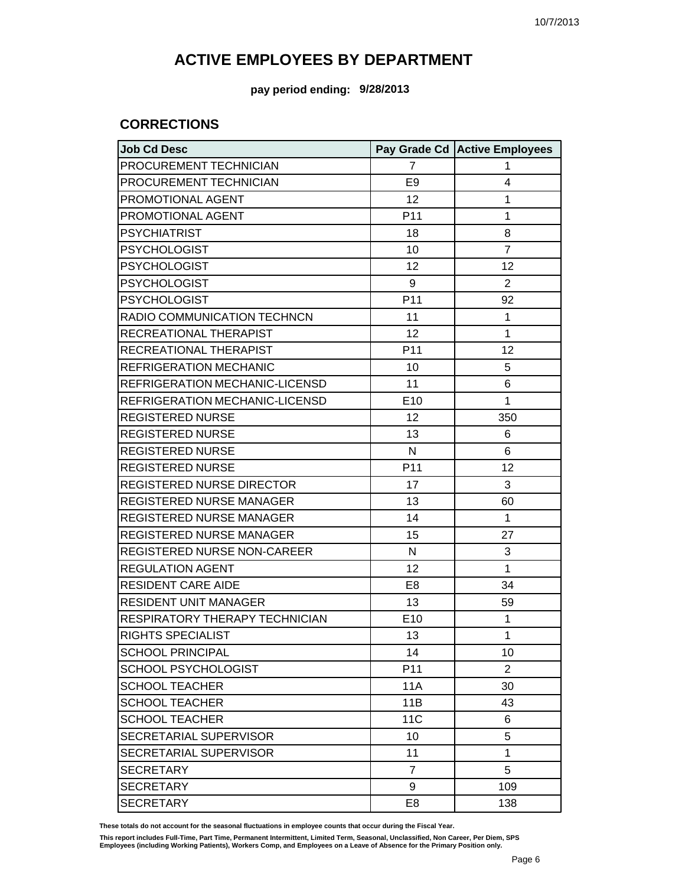# ACTIVE EMPLOYEES BY DEPARTMENT

**pay period ending: 9/28/2013**

## CORRECTIONS

| Job Cd Desc | Pay Grade Cd | Active Employees |
|---|---|---|
| PROCUREMENT TECHNICIAN | 7 | 1 |
| PROCUREMENT TECHNICIAN | E9 | 4 |
| PROMOTIONAL AGENT | 12 | 1 |
| PROMOTIONAL AGENT | P11 | 1 |
| PSYCHIATRIST | 18 | 8 |
| PSYCHOLOGIST | 10 | 7 |
| PSYCHOLOGIST | 12 | 12 |
| PSYCHOLOGIST | 9 | 2 |
| PSYCHOLOGIST | P11 | 92 |
| RADIO COMMUNICATION TECHNCN | 11 | 1 |
| RECREATIONAL THERAPIST | 12 | 1 |
| RECREATIONAL THERAPIST | P11 | 12 |
| REFRIGERATION MECHANIC | 10 | 5 |
| REFRIGERATION MECHANIC-LICENSD | 11 | 6 |
| REFRIGERATION MECHANIC-LICENSD | E10 | 1 |
| REGISTERED NURSE | 12 | 350 |
| REGISTERED NURSE | 13 | 6 |
| REGISTERED NURSE | N | 6 |
| REGISTERED NURSE | P11 | 12 |
| REGISTERED NURSE DIRECTOR | 17 | 3 |
| REGISTERED NURSE MANAGER | 13 | 60 |
| REGISTERED NURSE MANAGER | 14 | 1 |
| REGISTERED NURSE MANAGER | 15 | 27 |
| REGISTERED NURSE NON-CAREER | N | 3 |
| REGULATION AGENT | 12 | 1 |
| RESIDENT CARE AIDE | E8 | 34 |
| RESIDENT UNIT MANAGER | 13 | 59 |
| RESPIRATORY THERAPY TECHNICIAN | E10 | 1 |
| RIGHTS SPECIALIST | 13 | 1 |
| SCHOOL PRINCIPAL | 14 | 10 |
| SCHOOL PSYCHOLOGIST | P11 | 2 |
| SCHOOL TEACHER | 11A | 30 |
| SCHOOL TEACHER | 11B | 43 |
| SCHOOL TEACHER | 11C | 6 |
| SECRETARIAL SUPERVISOR | 10 | 5 |
| SECRETARIAL SUPERVISOR | 11 | 1 |
| SECRETARY | 7 | 5 |
| SECRETARY | 9 | 109 |
| SECRETARY | E8 | 138 |

**These totals do not account for the seasonal fluctuations in employee counts that occur during the Fiscal Year.**

**This report includes Full-Time, Part Time, Permanent Intermittent, Limited Term, Seasonal, Unclassified, Non Career, Per Diem, SPS Employees (including Working Patients), Workers Comp, and Employees on a Leave of Absence for the Primary Position only.**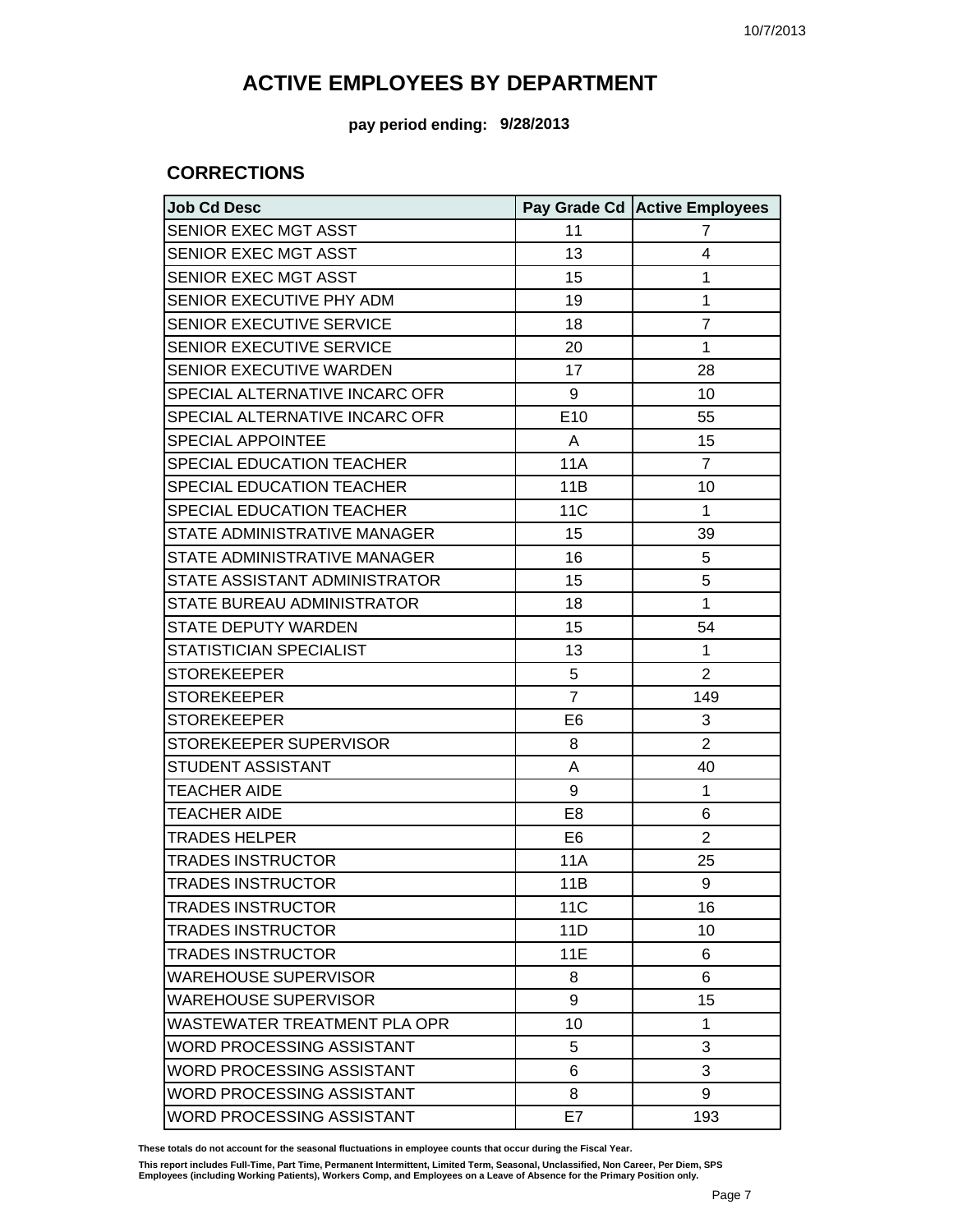# ACTIVE EMPLOYEES BY DEPARTMENT

**pay period ending: 9/28/2013**

## CORRECTIONS

| Job Cd Desc | Pay Grade Cd | Active Employees |
|---|---|---|
| SENIOR EXEC MGT ASST | 11 | 7 |
| SENIOR EXEC MGT ASST | 13 | 4 |
| SENIOR EXEC MGT ASST | 15 | 1 |
| SENIOR EXECUTIVE PHY ADM | 19 | 1 |
| SENIOR EXECUTIVE SERVICE | 18 | 7 |
| SENIOR EXECUTIVE SERVICE | 20 | 1 |
| SENIOR EXECUTIVE WARDEN | 17 | 28 |
| SPECIAL ALTERNATIVE INCARC OFR | 9 | 10 |
| SPECIAL ALTERNATIVE INCARC OFR | E10 | 55 |
| SPECIAL APPOINTEE | A | 15 |
| SPECIAL EDUCATION TEACHER | 11A | 7 |
| SPECIAL EDUCATION TEACHER | 11B | 10 |
| SPECIAL EDUCATION TEACHER | 11C | 1 |
| STATE ADMINISTRATIVE MANAGER | 15 | 39 |
| STATE ADMINISTRATIVE MANAGER | 16 | 5 |
| STATE ASSISTANT ADMINISTRATOR | 15 | 5 |
| STATE BUREAU ADMINISTRATOR | 18 | 1 |
| STATE DEPUTY WARDEN | 15 | 54 |
| STATISTICIAN SPECIALIST | 13 | 1 |
| STOREKEEPER | 5 | 2 |
| STOREKEEPER | 7 | 149 |
| STOREKEEPER | E6 | 3 |
| STOREKEEPER SUPERVISOR | 8 | 2 |
| STUDENT ASSISTANT | A | 40 |
| TEACHER AIDE | 9 | 1 |
| TEACHER AIDE | E8 | 6 |
| TRADES HELPER | E6 | 2 |
| TRADES INSTRUCTOR | 11A | 25 |
| TRADES INSTRUCTOR | 11B | 9 |
| TRADES INSTRUCTOR | 11C | 16 |
| TRADES INSTRUCTOR | 11D | 10 |
| TRADES INSTRUCTOR | 11E | 6 |
| WAREHOUSE SUPERVISOR | 8 | 6 |
| WAREHOUSE SUPERVISOR | 9 | 15 |
| WASTEWATER TREATMENT PLA OPR | 10 | 1 |
| WORD PROCESSING ASSISTANT | 5 | 3 |
| WORD PROCESSING ASSISTANT | 6 | 3 |
| WORD PROCESSING ASSISTANT | 8 | 9 |
| WORD PROCESSING ASSISTANT | E7 | 193 |

**These totals do not account for the seasonal fluctuations in employee counts that occur during the Fiscal Year.**

**This report includes Full-Time, Part Time, Permanent Intermittent, Limited Term, Seasonal, Unclassified, Non Career, Per Diem, SPS Employees (including Working Patients), Workers Comp, and Employees on a Leave of Absence for the Primary Position only.**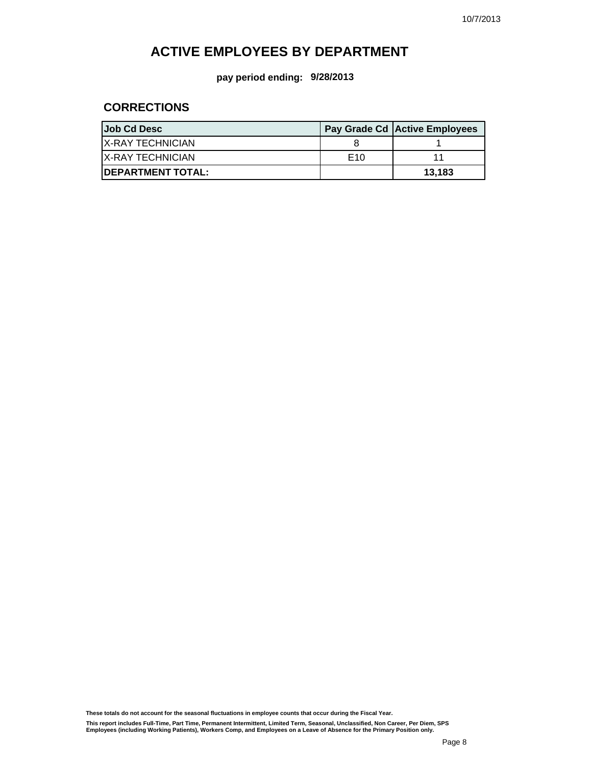# ACTIVE EMPLOYEES BY DEPARTMENT

**pay period ending: 9/28/2013**

## CORRECTIONS

| Job Cd Desc | Pay Grade Cd | Active Employees |
|---|---|---|
| X-RAY TECHNICIAN | 8 | 1 |
| X-RAY TECHNICIAN | E10 | 11 |
| **DEPARTMENT TOTAL:** | | **13,183** |

**These totals do not account for the seasonal fluctuations in employee counts that occur during the Fiscal Year.**

**This report includes Full-Time, Part Time, Permanent Intermittent, Limited Term, Seasonal, Unclassified, Non Career, Per Diem, SPS Employees (including Working Patients), Workers Comp, and Employees on a Leave of Absence for the Primary Position only.**